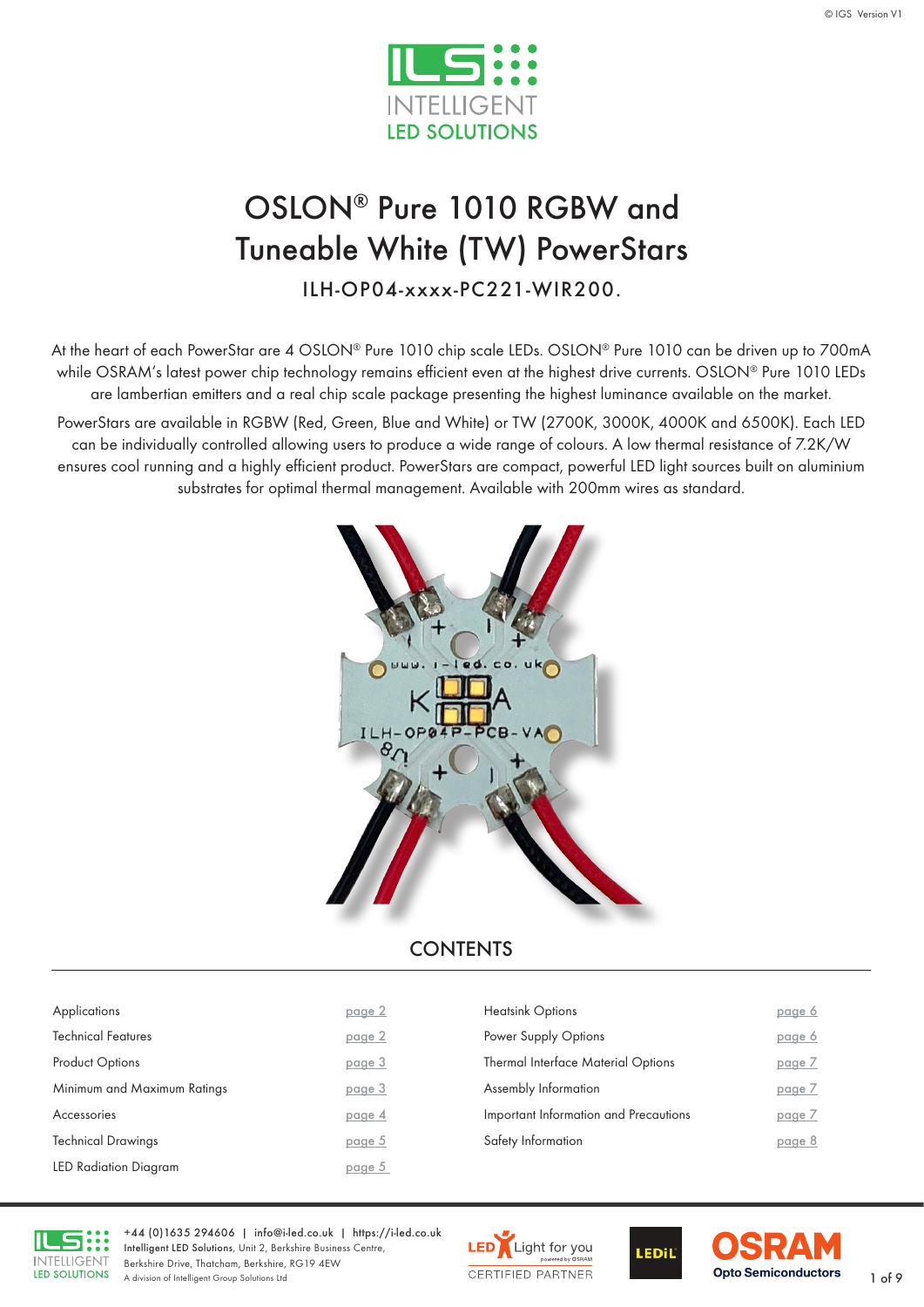# OSLON® Pure 1010 RGBW and Tuneable White (TW) PowerStars

ILH-OP04-xxxx-PC221-WIR200.

At the heart of each PowerStar are 4 OSLON® Pure 1010 chip scale LEDs. OSLON® Pure 1010 can be driven up to 700mA while OSRAM's latest power chip technology remains efficient even at the highest drive currents. OSLON® Pure 1010 LEDs are lambertian emitters and a real chip scale package presenting the highest luminance available on the market.

PowerStars are available in RGBW (Red, Green, Blue and White) or TW (2700K, 3000K, 4000K and 6500K). Each LED can be individually controlled allowing users to produce a wide range of colours. A low thermal resistance of 7.2K/W ensures cool running and a highly efficient product. PowerStars are compact, powerful LED light sources built on aluminium substrates for optimal thermal management. Available with 200mm wires as standard.

## CONTENTS

| | | | |
|---|---|---|---|
| Applications | page 2 | Heatsink Options | page 6 |
| Technical Features | page 2 | Power Supply Options | page 6 |
| Product Options | page 3 | Thermal Interface Material Options | page 7 |
| Minimum and Maximum Ratings | page 3 | Assembly Information | page 7 |
| Accessories | page 4 | Important Information and Precautions | page 7 |
| Technical Drawings | page 5 | Safety Information | page 8 |
| LED Radiation Diagram | page 5 | | |

+44 (0)1635 294606 | info@i-led.co.uk | https://i-led.co.uk
**Intelligent LED Solutions**, Unit 2, Berkshire Business Centre, Berkshire Drive, Thatcham, Berkshire, RG19 4EW
A division of Intelligent Group Solutions Ltd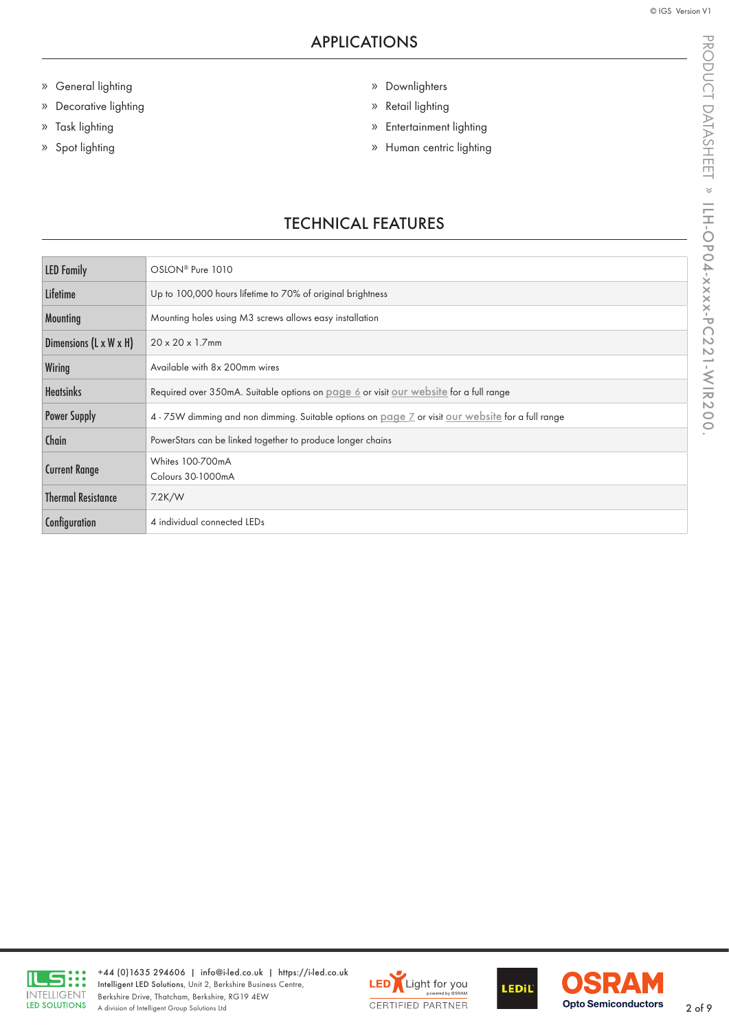## APPLICATIONS

- General lighting
- Decorative lighting
- Task lighting
- Spot lighting
- Downlighters
- Retail lighting
- Entertainment lighting
- Human centric lighting

## TECHNICAL FEATURES

| | |
|---|---|
| **LED Family** | OSLON® Pure 1010 |
| **Lifetime** | Up to 100,000 hours lifetime to 70% of original brightness |
| **Mounting** | Mounting holes using M3 screws allows easy installation |
| **Dimensions (L x W x H)** | 20 x 20 x 1.7mm |
| **Wiring** | Available with 8x 200mm wires |
| **Heatsinks** | Required over 350mA. Suitable options on page 6 or visit our website for a full range |
| **Power Supply** | 4 - 75W dimming and non dimming. Suitable options on page 7 or visit our website for a full range |
| **Chain** | PowerStars can be linked together to produce longer chains |
| **Current Range** | Whites 100-700mA<br>Colours 30-1000mA |
| **Thermal Resistance** | 7.2K/W |
| **Configuration** | 4 individual connected LEDs |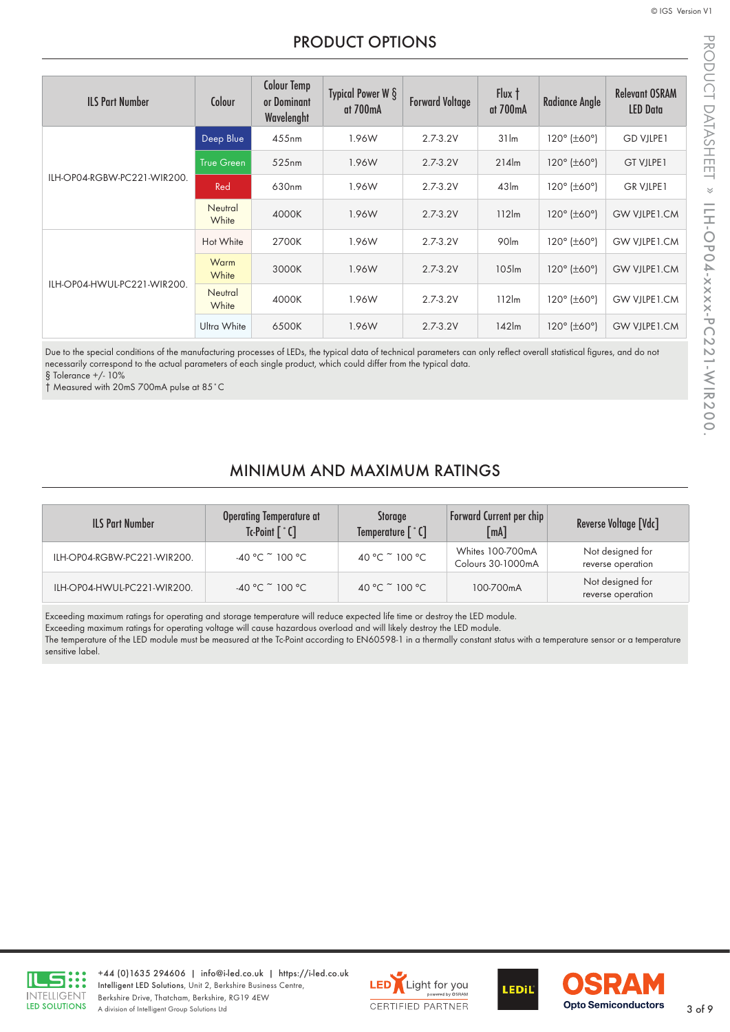## PRODUCT OPTIONS

| ILS Part Number | Colour | Colour Temp or Dominant Wavelenght | Typical Power W § at 700mA | Forward Voltage | Flux † at 700mA | Radiance Angle | Relevant OSRAM LED Data |
|---|---|---|---|---|---|---|---|
| ILH-OP04-RGBW-PC221-WIR200. | Deep Blue | 455nm | 1.96W | 2.7-3.2V | 31lm | 120° (±60°) | GD VJLPE1 |
| | True Green | 525nm | 1.96W | 2.7-3.2V | 214lm | 120° (±60°) | GT VJLPE1 |
| | Red | 630nm | 1.96W | 2.7-3.2V | 43lm | 120° (±60°) | GR VJLPE1 |
| | Neutral White | 4000K | 1.96W | 2.7-3.2V | 112lm | 120° (±60°) | GW VJLPE1.CM |
| ILH-OP04-HWUL-PC221-WIR200. | Hot White | 2700K | 1.96W | 2.7-3.2V | 90lm | 120° (±60°) | GW VJLPE1.CM |
| | Warm White | 3000K | 1.96W | 2.7-3.2V | 105lm | 120° (±60°) | GW VJLPE1.CM |
| | Neutral White | 4000K | 1.96W | 2.7-3.2V | 112lm | 120° (±60°) | GW VJLPE1.CM |
| | Ultra White | 6500K | 1.96W | 2.7-3.2V | 142lm | 120° (±60°) | GW VJLPE1.CM |

Due to the special conditions of the manufacturing processes of LEDs, the typical data of technical parameters can only reflect overall statistical figures, and do not necessarily correspond to the actual parameters of each single product, which could differ from the typical data.
§ Tolerance +/- 10%
† Measured with 20mS 700mA pulse at 85˚C

## MINIMUM AND MAXIMUM RATINGS

| ILS Part Number | Operating Temperature at Tc-Point [ ˚C] | Storage Temperature [ ˚C] | Forward Current per chip [mA] | Reverse Voltage [Vdc] |
|---|---|---|---|---|
| ILH-OP04-RGBW-PC221-WIR200. | -40 °C ~ 100 °C | 40 °C ~ 100 °C | Whites 100-700mA Colours 30-1000mA | Not designed for reverse operation |
| ILH-OP04-HWUL-PC221-WIR200. | -40 °C ~ 100 °C | 40 °C ~ 100 °C | 100-700mA | Not designed for reverse operation |

Exceeding maximum ratings for operating and storage temperature will reduce expected life time or destroy the LED module.
Exceeding maximum ratings for operating voltage will cause hazardous overload and will likely destroy the LED module.
The temperature of the LED module must be measured at the Tc-Point according to EN60598-1 in a thermally constant status with a temperature sensor or a temperature sensitive label.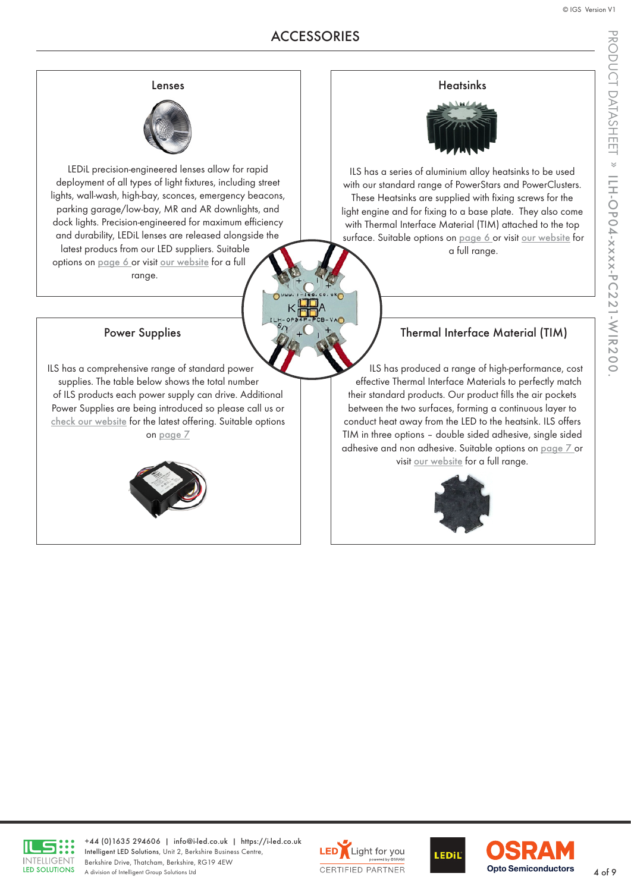# ACCESSORIES

## Lenses

LEDiL precision-engineered lenses allow for rapid deployment of all types of light fixtures, including street lights, wall-wash, high-bay, sconces, emergency beacons, parking garage/low-bay, MR and AR downlights, and dock lights. Precision-engineered for maximum efficiency and durability, LEDiL lenses are released alongside the latest producs from our LED suppliers. Suitable options on page 6 or visit our website for a full range.

## Heatsinks

ILS has a series of aluminium alloy heatsinks to be used with our standard range of PowerStars and PowerClusters. These Heatsinks are supplied with fixing screws for the light engine and for fixing to a base plate. They also come with Thermal Interface Material (TIM) attached to the top surface. Suitable options on page 6 or visit our website for a full range.

## Power Supplies

ILS has a comprehensive range of standard power supplies. The table below shows the total number of ILS products each power supply can drive. Additional Power Supplies are being introduced so please call us or check our website for the latest offering. Suitable options on page 7

## Thermal Interface Material (TIM)

ILS has produced a range of high-performance, cost effective Thermal Interface Materials to perfectly match their standard products. Our product fills the air pockets between the two surfaces, forming a continuous layer to conduct heat away from the LED to the heatsink. ILS offers TIM in three options – double sided adhesive, single sided adhesive and non adhesive. Suitable options on page 7 or visit our website for a full range.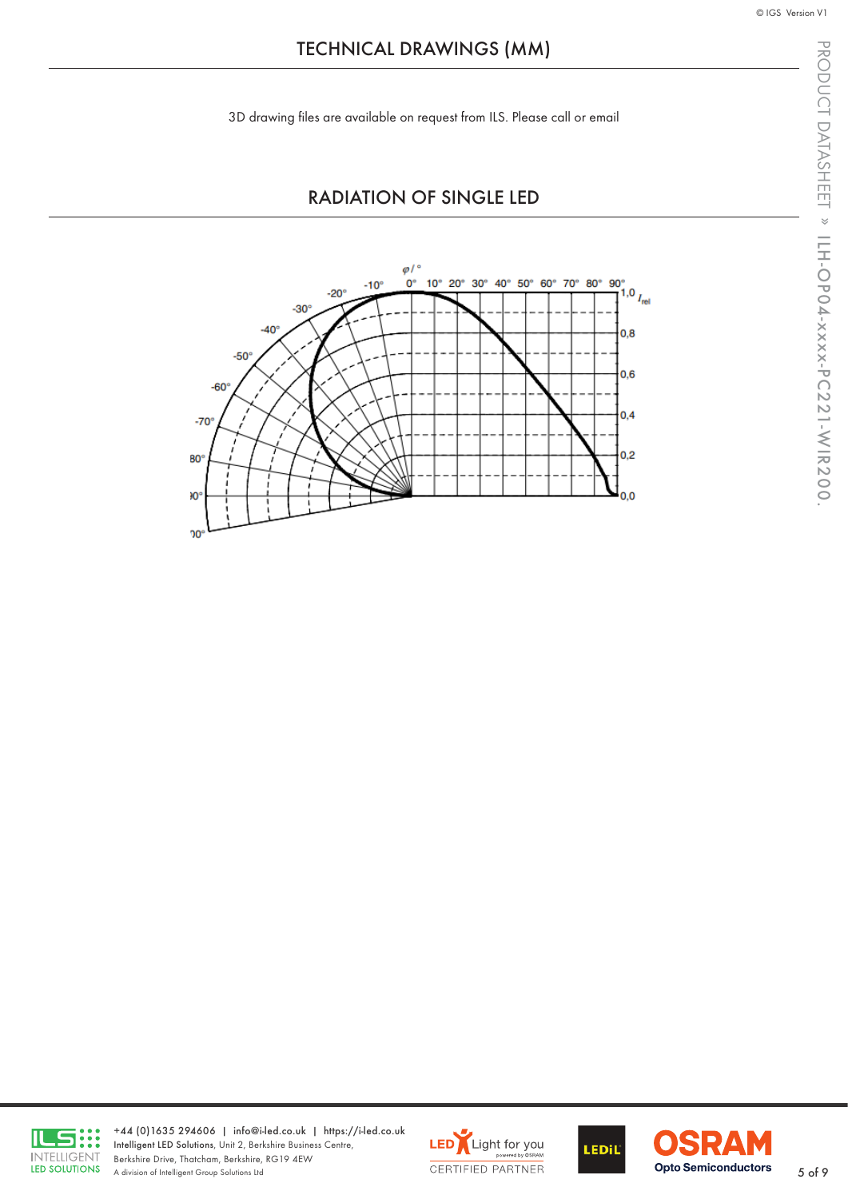# TECHNICAL DRAWINGS (MM)

3D drawing files are available on request from ILS. Please call or email

# RADIATION OF SINGLE LED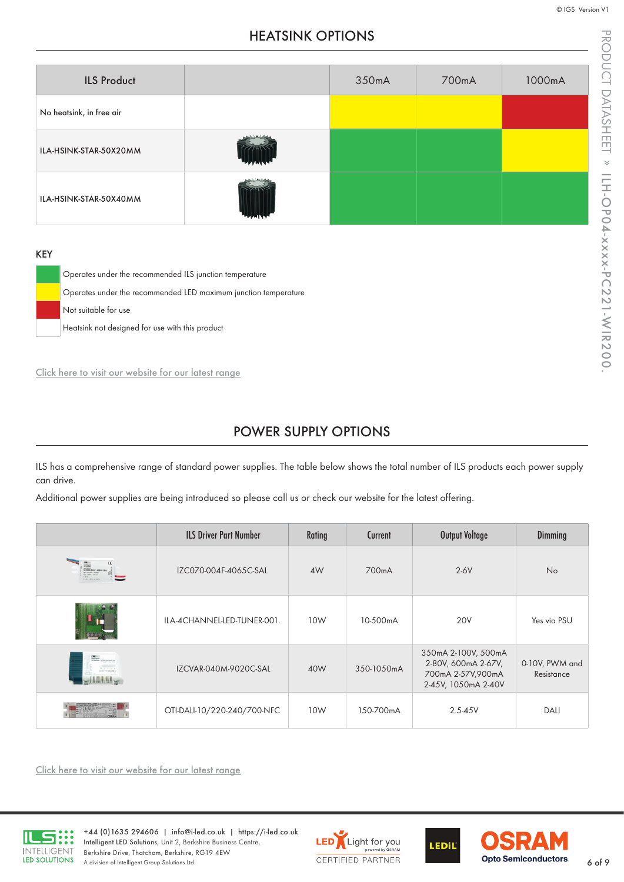## HEATSINK OPTIONS

| ILS Product | | 350mA | 700mA | 1000mA |
|---|---|---|---|---|
| No heatsink, in free air | | Yellow | Yellow | Red |
| ILA-HSINK-STAR-50X20MM | | Green | Green | Yellow |
| ILA-HSINK-STAR-50X40MM | | Green | Green | Green |

### KEY

- Green: Operates under the recommended ILS junction temperature
- Yellow: Operates under the recommended LED maximum junction temperature
- Red: Not suitable for use
- White: Heatsink not designed for use with this product

Click here to visit our website for our latest range

## POWER SUPPLY OPTIONS

ILS has a comprehensive range of standard power supplies. The table below shows the total number of ILS products each power supply can drive.

Additional power supplies are being introduced so please call us or check our website for the latest offering.

| | ILS Driver Part Number | Rating | Current | Output Voltage | Dimming |
|---|---|---|---|---|---|
| | IZC070-004F-4065C-SAL | 4W | 700mA | 2-6V | No |
| | ILA-4CHANNEL-LED-TUNER-001. | 10W | 10-500mA | 20V | Yes via PSU |
| | IZCVAR-040M-9020C-SAL | 40W | 350-1050mA | 350mA 2-100V, 500mA 2-80V, 600mA 2-67V, 700mA 2-57V,900mA 2-45V, 1050mA 2-40V | 0-10V, PWM and Resistance |
| | OTI-DALI-10/220-240/700-NFC | 10W | 150-700mA | 2.5-45V | DALI |

Click here to visit our website for our latest range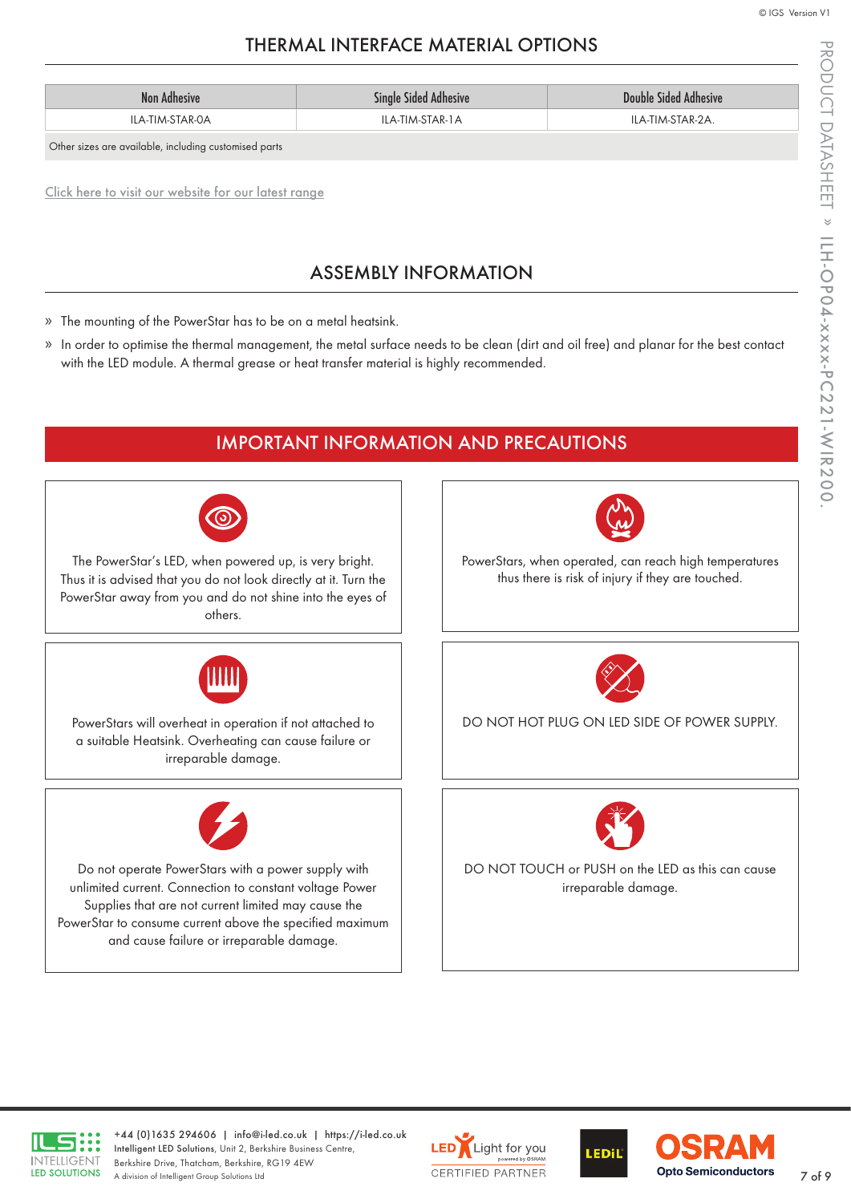## THERMAL INTERFACE MATERIAL OPTIONS

| Non Adhesive | Single Sided Adhesive | Double Sided Adhesive |
|---|---|---|
| ILA-TIM-STAR-0A | ILA-TIM-STAR-1A | ILA-TIM-STAR-2A. |
| Other sizes are available, including customised parts | | |

Click here to visit our website for our latest range

## ASSEMBLY INFORMATION

» The mounting of the PowerStar has to be on a metal heatsink.

» In order to optimise the thermal management, the metal surface needs to be clean (dirt and oil free) and planar for the best contact with the LED module. A thermal grease or heat transfer material is highly recommended.

## IMPORTANT INFORMATION AND PRECAUTIONS

The PowerStar's LED, when powered up, is very bright. Thus it is advised that you do not look directly at it. Turn the PowerStar away from you and do not shine into the eyes of others.

PowerStars, when operated, can reach high temperatures thus there is risk of injury if they are touched.

PowerStars will overheat in operation if not attached to a suitable Heatsink. Overheating can cause failure or irreparable damage.

DO NOT HOT PLUG ON LED SIDE OF POWER SUPPLY.

Do not operate PowerStars with a power supply with unlimited current. Connection to constant voltage Power Supplies that are not current limited may cause the PowerStar to consume current above the specified maximum and cause failure or irreparable damage.

DO NOT TOUCH or PUSH on the LED as this can cause irreparable damage.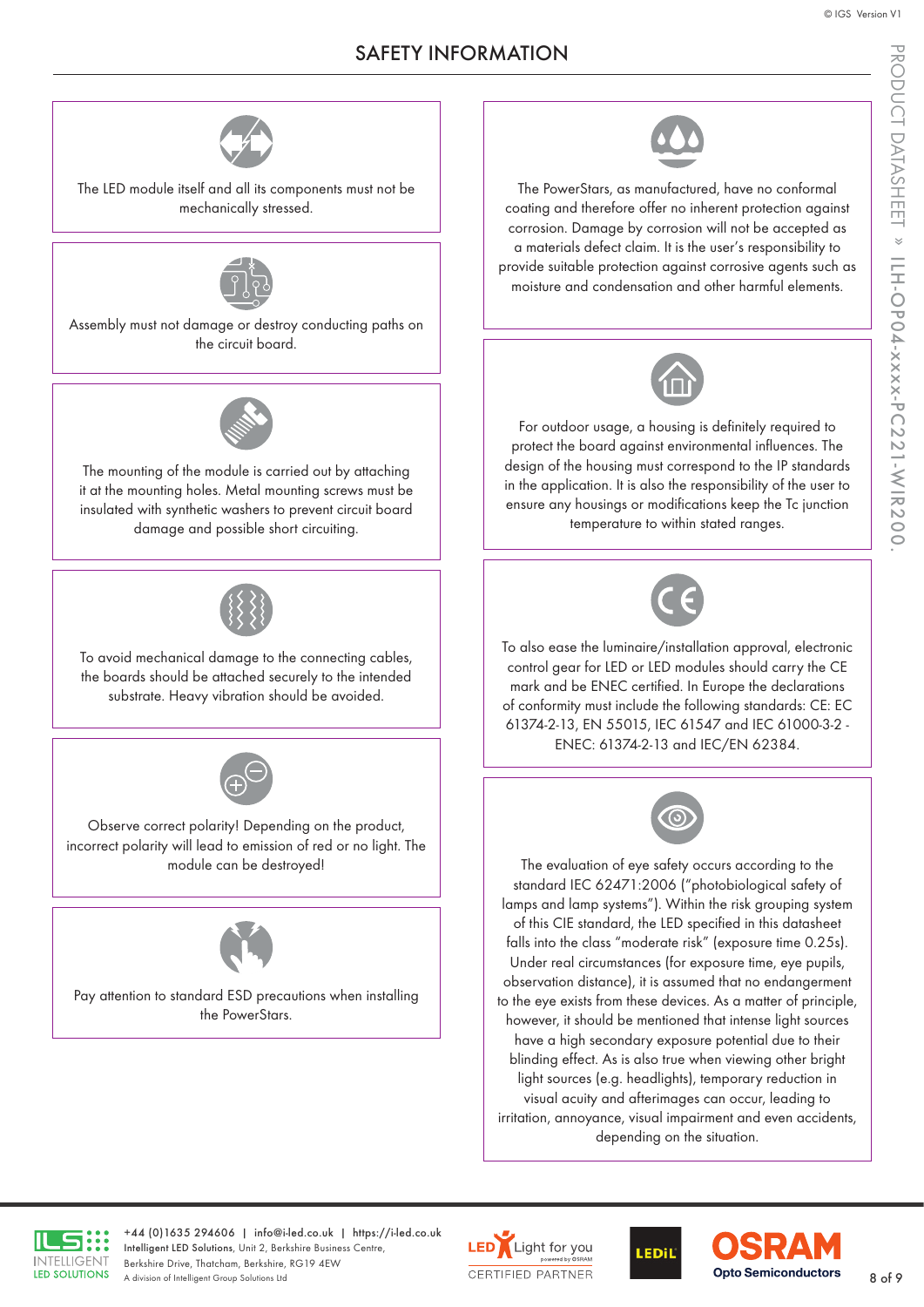# SAFETY INFORMATION

The LED module itself and all its components must not be mechanically stressed.

Assembly must not damage or destroy conducting paths on the circuit board.

The mounting of the module is carried out by attaching it at the mounting holes. Metal mounting screws must be insulated with synthetic washers to prevent circuit board damage and possible short circuiting.

To avoid mechanical damage to the connecting cables, the boards should be attached securely to the intended substrate. Heavy vibration should be avoided.

Observe correct polarity! Depending on the product, incorrect polarity will lead to emission of red or no light. The module can be destroyed!

Pay attention to standard ESD precautions when installing the PowerStars.

The PowerStars, as manufactured, have no conformal coating and therefore offer no inherent protection against corrosion. Damage by corrosion will not be accepted as a materials defect claim. It is the user's responsibility to provide suitable protection against corrosive agents such as moisture and condensation and other harmful elements.

For outdoor usage, a housing is definitely required to protect the board against environmental influences. The design of the housing must correspond to the IP standards in the application. It is also the responsibility of the user to ensure any housings or modifications keep the Tc junction temperature to within stated ranges.

To also ease the luminaire/installation approval, electronic control gear for LED or LED modules should carry the CE mark and be ENEC certified. In Europe the declarations of conformity must include the following standards: CE: EC 61374-2-13, EN 55015, IEC 61547 and IEC 61000-3-2 - ENEC: 61374-2-13 and IEC/EN 62384.

The evaluation of eye safety occurs according to the standard IEC 62471:2006 ("photobiological safety of lamps and lamp systems"). Within the risk grouping system of this CIE standard, the LED specified in this datasheet falls into the class "moderate risk" (exposure time 0.25s). Under real circumstances (for exposure time, eye pupils, observation distance), it is assumed that no endangerment to the eye exists from these devices. As a matter of principle, however, it should be mentioned that intense light sources have a high secondary exposure potential due to their blinding effect. As is also true when viewing other bright light sources (e.g. headlights), temporary reduction in visual acuity and afterimages can occur, leading to irritation, annoyance, visual impairment and even accidents, depending on the situation.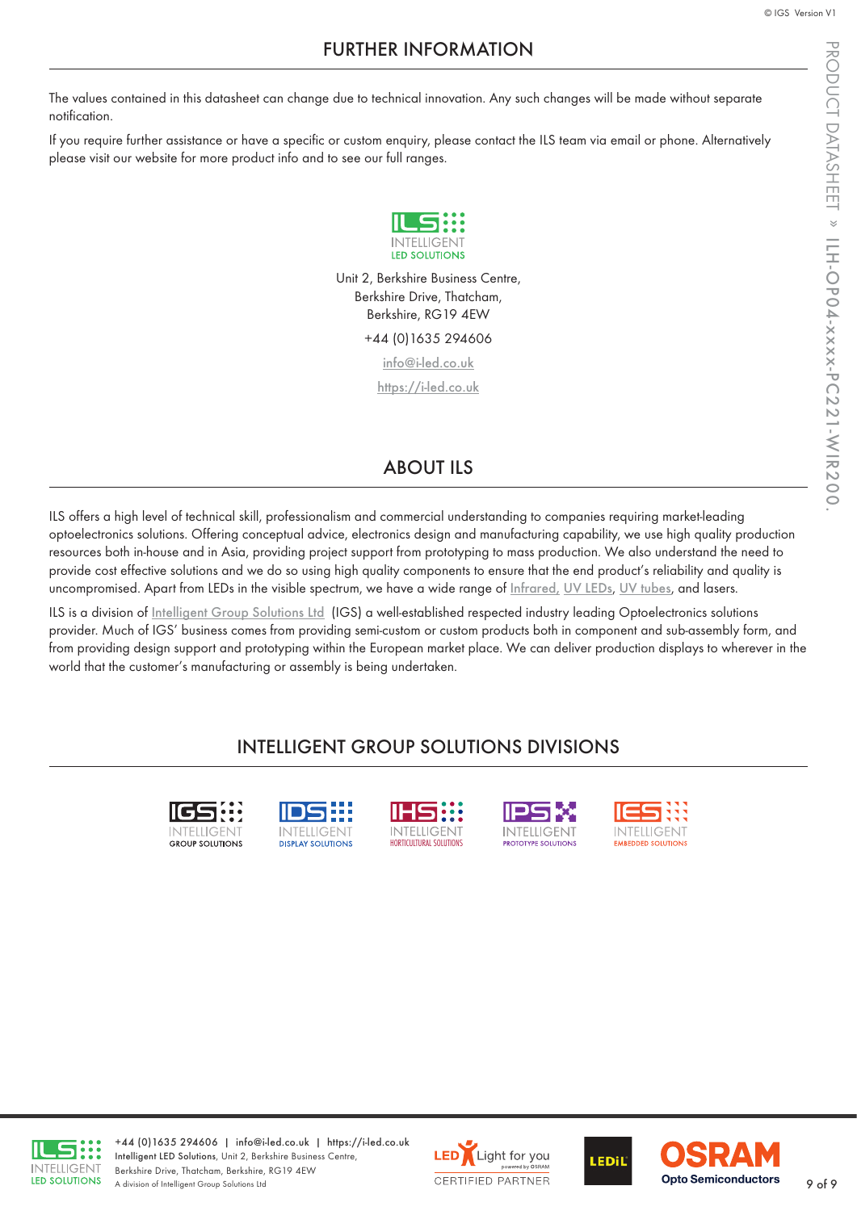## FURTHER INFORMATION

The values contained in this datasheet can change due to technical innovation. Any such changes will be made without separate notification.

If you require further assistance or have a specific or custom enquiry, please contact the ILS team via email or phone. Alternatively please visit our website for more product info and to see our full ranges.

ILS INTELLIGENT LED SOLUTIONS

Unit 2, Berkshire Business Centre,
Berkshire Drive, Thatcham,
Berkshire, RG19 4EW

+44 (0)1635 294606

info@i-led.co.uk

https://i-led.co.uk

## ABOUT ILS

ILS offers a high level of technical skill, professionalism and commercial understanding to companies requiring market-leading optoelectronics solutions. Offering conceptual advice, electronics design and manufacturing capability, we use high quality production resources both in-house and in Asia, providing project support from prototyping to mass production. We also understand the need to provide cost effective solutions and we do so using high quality components to ensure that the end product's reliability and quality is uncompromised. Apart from LEDs in the visible spectrum, we have a wide range of Infrared, UV LEDs, UV tubes, and lasers.

ILS is a division of Intelligent Group Solutions Ltd (IGS) a well-established respected industry leading Optoelectronics solutions provider. Much of IGS' business comes from providing semi-custom or custom products both in component and sub-assembly form, and from providing design support and prototyping within the European market place. We can deliver production displays to wherever in the world that the customer's manufacturing or assembly is being undertaken.

## INTELLIGENT GROUP SOLUTIONS DIVISIONS

IGS INTELLIGENT GROUP SOLUTIONS | IDS INTELLIGENT DISPLAY SOLUTIONS | IHS INTELLIGENT HORTICULTURAL SOLUTIONS | IPS INTELLIGENT PROTOTYPE SOLUTIONS | IES INTELLIGENT EMBEDDED SOLUTIONS